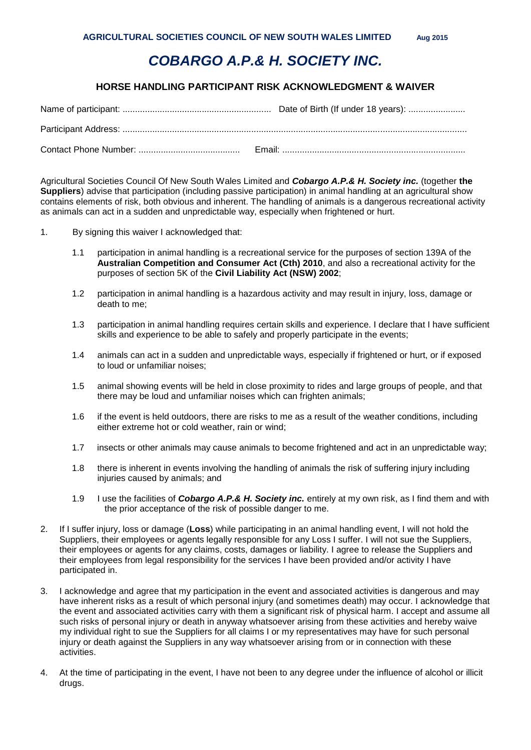**AGRICULTURAL SOCIETIES COUNCIL OF NEW SOUTH WALES LIMITED** **Aug 2015**

# *COBARGO A.P.& H. SOCIETY INC.*

## HORSE HANDLING PARTICIPANT RISK ACKNOWLEDGMENT & WAIVER

Name of participant: ............................................................ Date of Birth (If under 18 years): .......................

Participant Address: ..........................................................................................................................................

Contact Phone Number: ......................................... Email: ..........................................................................

Agricultural Societies Council Of New South Wales Limited and ***Cobargo A.P.& H. Society inc.*** (together **the Suppliers**) advise that participation (including passive participation) in animal handling at an agricultural show contains elements of risk, both obvious and inherent. The handling of animals is a dangerous recreational activity as animals can act in a sudden and unpredictable way, especially when frightened or hurt.

1. By signing this waiver I acknowledged that:

   1.1 participation in animal handling is a recreational service for the purposes of section 139A of the **Australian Competition and Consumer Act (Cth) 2010**, and also a recreational activity for the purposes of section 5K of the **Civil Liability Act (NSW) 2002**;

   1.2 participation in animal handling is a hazardous activity and may result in injury, loss, damage or death to me;

   1.3 participation in animal handling requires certain skills and experience. I declare that I have sufficient skills and experience to be able to safely and properly participate in the events;

   1.4 animals can act in a sudden and unpredictable ways, especially if frightened or hurt, or if exposed to loud or unfamiliar noises;

   1.5 animal showing events will be held in close proximity to rides and large groups of people, and that there may be loud and unfamiliar noises which can frighten animals;

   1.6 if the event is held outdoors, there are risks to me as a result of the weather conditions, including either extreme hot or cold weather, rain or wind;

   1.7 insects or other animals may cause animals to become frightened and act in an unpredictable way;

   1.8 there is inherent in events involving the handling of animals the risk of suffering injury including injuries caused by animals; and

   1.9 I use the facilities of ***Cobargo A.P.& H. Society inc.*** entirely at my own risk, as I find them and with the prior acceptance of the risk of possible danger to me.

2. If I suffer injury, loss or damage (**Loss**) while participating in an animal handling event, I will not hold the Suppliers, their employees or agents legally responsible for any Loss I suffer. I will not sue the Suppliers, their employees or agents for any claims, costs, damages or liability. I agree to release the Suppliers and their employees from legal responsibility for the services I have been provided and/or activity I have participated in.

3. I acknowledge and agree that my participation in the event and associated activities is dangerous and may have inherent risks as a result of which personal injury (and sometimes death) may occur. I acknowledge that the event and associated activities carry with them a significant risk of physical harm. I accept and assume all such risks of personal injury or death in anyway whatsoever arising from these activities and hereby waive my individual right to sue the Suppliers for all claims I or my representatives may have for such personal injury or death against the Suppliers in any way whatsoever arising from or in connection with these activities.

4. At the time of participating in the event, I have not been to any degree under the influence of alcohol or illicit drugs.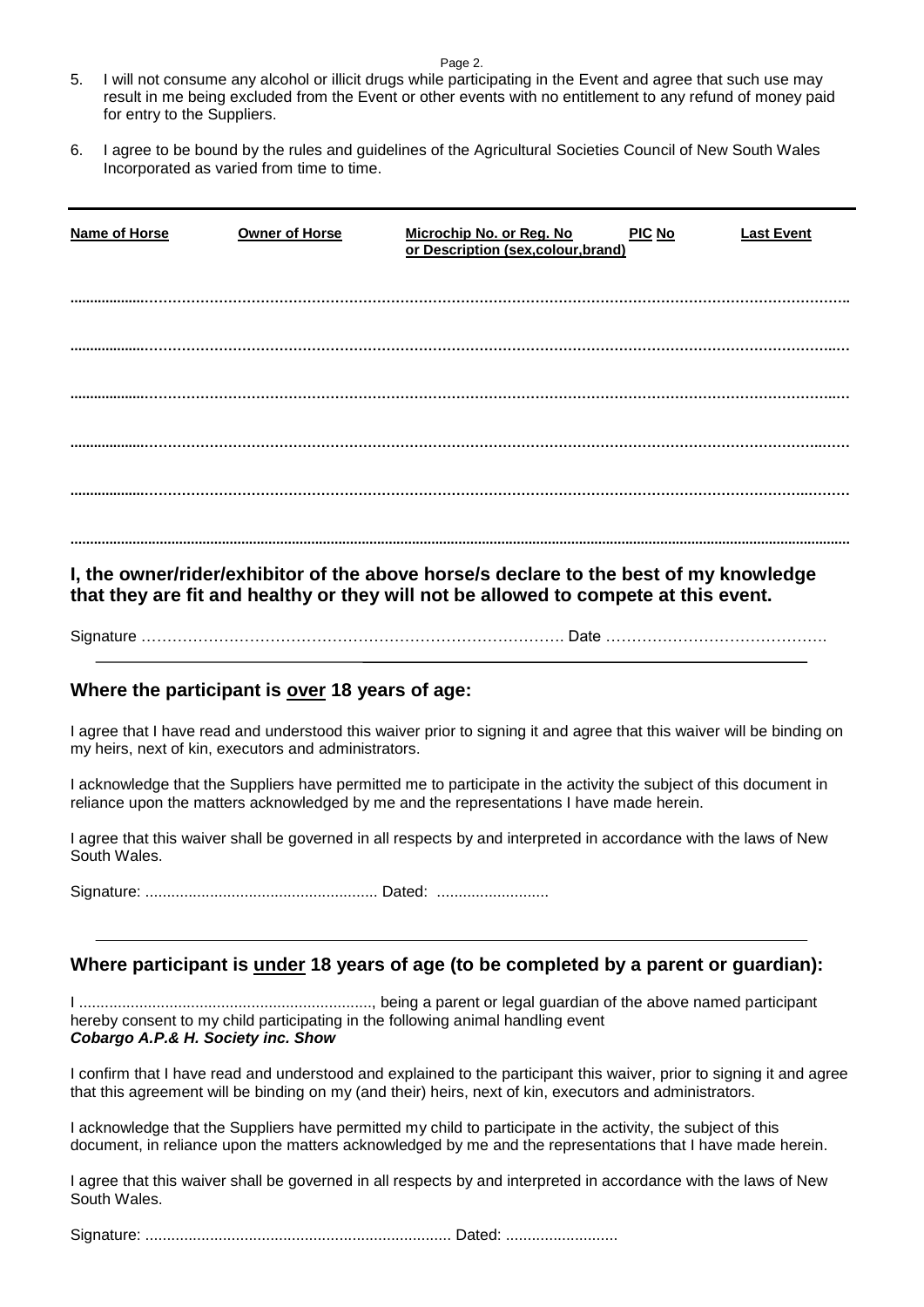5. I will not consume any alcohol or illicit drugs while participating in the Event and agree that such use may result in me being excluded from the Event or other events with no entitlement to any refund of money paid for entry to the Suppliers.

6. I agree to be bound by the rules and guidelines of the Agricultural Societies Council of New South Wales Incorporated as varied from time to time.

| Name of Horse | Owner of Horse | Microchip No. or Reg. No or Description (sex,colour,brand) | PIC No | Last Event |
|---|---|---|---|---|
| | | | | |
| | | | | |
| | | | | |
| | | | | |
| | | | | |
| | | | | |

**I, the owner/rider/exhibitor of the above horse/s declare to the best of my knowledge that they are fit and healthy or they will not be allowed to compete at this event.**

Signature ………………………………………………………………………. Date …………………………………….

## Where the participant is __over__ 18 years of age:

I agree that I have read and understood this waiver prior to signing it and agree that this waiver will be binding on my heirs, next of kin, executors and administrators.

I acknowledge that the Suppliers have permitted me to participate in the activity the subject of this document in reliance upon the matters acknowledged by me and the representations I have made herein.

I agree that this waiver shall be governed in all respects by and interpreted in accordance with the laws of New South Wales.

Signature: ...................................................... Dated: ..........................

## Where participant is __under__ 18 years of age (to be completed by a parent or guardian):

I ...................................................................., being a parent or legal guardian of the above named participant hereby consent to my child participating in the following animal handling event
***Cobargo A.P.& H. Society inc. Show***

I confirm that I have read and understood and explained to the participant this waiver, prior to signing it and agree that this agreement will be binding on my (and their) heirs, next of kin, executors and administrators.

I acknowledge that the Suppliers have permitted my child to participate in the activity, the subject of this document, in reliance upon the matters acknowledged by me and the representations that I have made herein.

I agree that this waiver shall be governed in all respects by and interpreted in accordance with the laws of New South Wales.

Signature: ....................................................................... Dated: ..........................